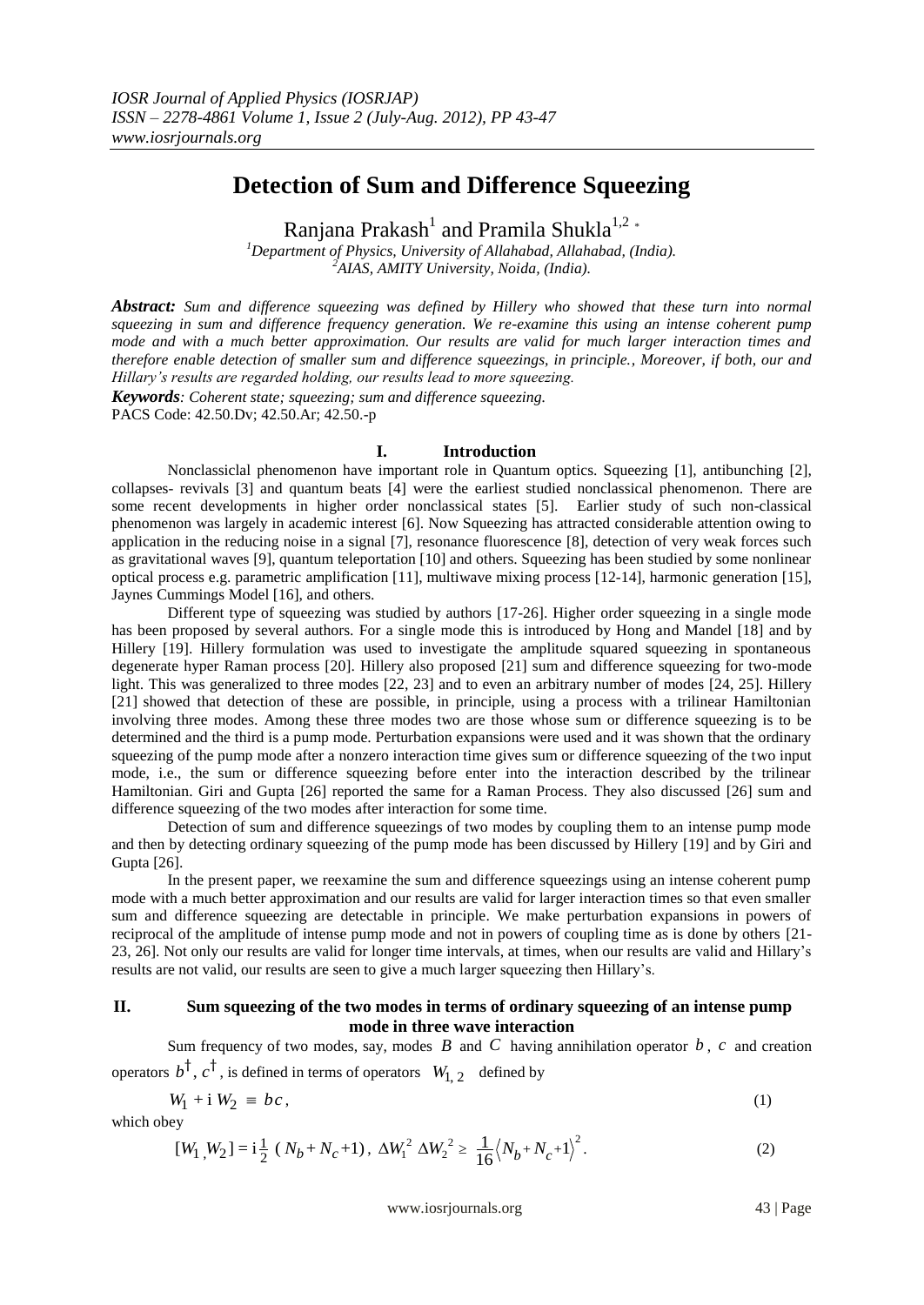# Detection of Sum and Difference Squeezing

Ranjana Prakash[1] and Pramila Shukla[1,2 *]

[1]Department of Physics, University of Allahabad, Allahabad, (India).
[2]AIAS, AMITY University, Noida, (India).

***Abstract:*** *Sum and difference squeezing was defined by Hillery who showed that these turn into normal squeezing in sum and difference frequency generation. We re-examine this using an intense coherent pump mode and with a much better approximation. Our results are valid for much larger interaction times and therefore enable detection of smaller sum and difference squeezings, in principle., Moreover, if both, our and Hillary's results are regarded holding, our results lead to more squeezing.*

***Keywords****: Coherent state; squeezing; sum and difference squeezing.*
PACS Code: 42.50.Dv; 42.50.Ar; 42.50.-p

## I. Introduction

Nonclassiclal phenomenon have important role in Quantum optics. Squeezing [1], antibunching [2], collapses- revivals [3] and quantum beats [4] were the earliest studied nonclassical phenomenon. There are some recent developments in higher order nonclassical states [5]. Earlier study of such non-classical phenomenon was largely in academic interest [6]. Now Squeezing has attracted considerable attention owing to application in the reducing noise in a signal [7], resonance fluorescence [8], detection of very weak forces such as gravitational waves [9], quantum teleportation [10] and others. Squeezing has been studied by some nonlinear optical process e.g. parametric amplification [11], multiwave mixing process [12-14], harmonic generation [15], Jaynes Cummings Model [16], and others.

Different type of squeezing was studied by authors [17-26]. Higher order squeezing in a single mode has been proposed by several authors. For a single mode this is introduced by Hong and Mandel [18] and by Hillery [19]. Hillery formulation was used to investigate the amplitude squared squeezing in spontaneous degenerate hyper Raman process [20]. Hillery also proposed [21] sum and difference squeezing for two-mode light. This was generalized to three modes [22, 23] and to even an arbitrary number of modes [24, 25]. Hillery [21] showed that detection of these are possible, in principle, using a process with a trilinear Hamiltonian involving three modes. Among these three modes two are those whose sum or difference squeezing is to be determined and the third is a pump mode. Perturbation expansions were used and it was shown that the ordinary squeezing of the pump mode after a nonzero interaction time gives sum or difference squeezing of the two input mode, i.e., the sum or difference squeezing before enter into the interaction described by the trilinear Hamiltonian. Giri and Gupta [26] reported the same for a Raman Process. They also discussed [26] sum and difference squeezing of the two modes after interaction for some time.

Detection of sum and difference squeezings of two modes by coupling them to an intense pump mode and then by detecting ordinary squeezing of the pump mode has been discussed by Hillery [19] and by Giri and Gupta [26].

In the present paper, we reexamine the sum and difference squeezings using an intense coherent pump mode with a much better approximation and our results are valid for larger interaction times so that even smaller sum and difference squeezing are detectable in principle. We make perturbation expansions in powers of reciprocal of the amplitude of intense pump mode and not in powers of coupling time as is done by others [21-23, 26]. Not only our results are valid for longer time intervals, at times, when our results are valid and Hillary's results are not valid, our results are seen to give a much larger squeezing then Hillary's.

## II. Sum squeezing of the two modes in terms of ordinary squeezing of an intense pump mode in three wave interaction

Sum frequency of two modes, say, modes $B$ and $C$ having annihilation operator $b$, $c$ and creation operators $b^{\dagger}$, $c^{\dagger}$, is defined in terms of operators $W_{1,2}$ defined by

$$W_1 + i\,W_2 \equiv bc, \tag{1}$$

which obey

$$[W_1, W_2] = i\tfrac{1}{2}\,(N_b + N_c + 1),\ \Delta W_1^2\,\Delta W_2^2 \geq \frac{1}{16}\langle N_b + N_c + 1\rangle^2. \tag{2}$$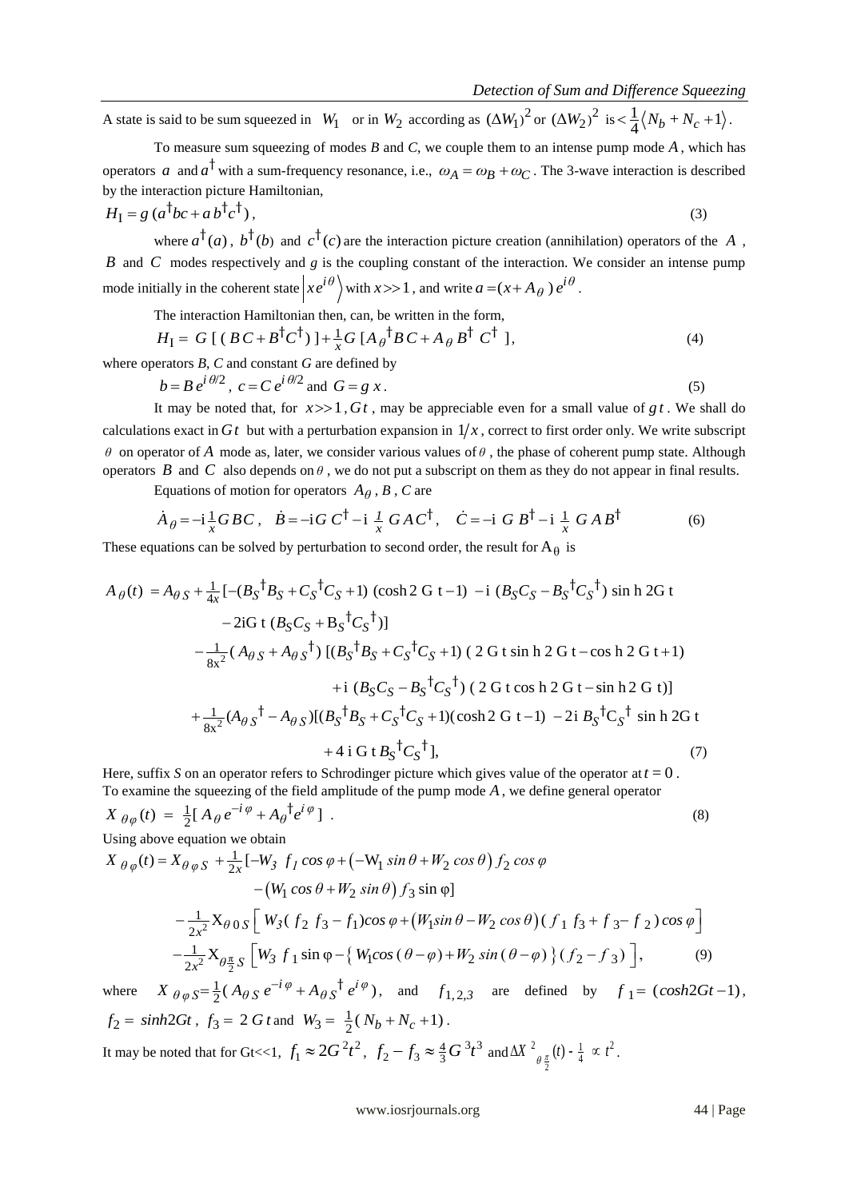A state is said to be sum squeezed in $W_1$ or in $W_2$ according as $(\Delta W_1)^2$ or $(\Delta W_2)^2$ is $< \frac{1}{4}\langle N_b + N_c + 1\rangle$.

To measure sum squeezing of modes *B* and *C*, we couple them to an intense pump mode $A$, which has operators $a$ and $a^\dagger$ with a sum-frequency resonance, i.e., $\omega_A = \omega_B + \omega_C$. The 3-wave interaction is described by the interaction picture Hamiltonian,

$$H_I = g\,(a^\dagger bc + a\, b^\dagger c^\dagger)\,, \tag{3}$$

where $a^\dagger(a)$, $b^\dagger(b)$ and $c^\dagger(c)$ are the interaction picture creation (annihilation) operators of the $A$, $B$ and $C$ modes respectively and $g$ is the coupling constant of the interaction. We consider an intense pump mode initially in the coherent state $\left|x e^{i\theta}\right\rangle$ with $x >> 1$, and write $a = (x + A_\theta)\, e^{i\theta}$.

The interaction Hamiltonian then, can, be written in the form,

$$H_I = G\,[\,(\,BC + B^\dagger C^\dagger)\,] + \tfrac{1}{x} G\,[A_\theta{}^\dagger BC + A_\theta\, B^\dagger\, C^\dagger\,], \tag{4}$$

where operators *B*, *C* and constant *G* are defined by

$$b = B\, e^{i\,\theta/2},\ c = C\, e^{i\,\theta/2} \text{ and } G = g\, x\,. \tag{5}$$

It may be noted that, for $x >> 1, Gt$, may be appreciable even for a small value of $gt$. We shall do calculations exact in $Gt$ but with a perturbation expansion in $1/x$, correct to first order only. We write subscript $\theta$ on operator of $A$ mode as, later, we consider various values of $\theta$, the phase of coherent pump state. Although operators $B$ and $C$ also depends on $\theta$, we do not put a subscript on them as they do not appear in final results.

Equations of motion for operators $A_\theta$, $B$, $C$ are

$$\dot{A}_\theta = -\mathrm{i}\tfrac{1}{x} G\,BC\,,\quad \dot{B} = -\mathrm{i}G\,C^\dagger - \mathrm{i}\,\tfrac{1}{x}\,G\,A\,C^\dagger,\quad \dot{C} = -\mathrm{i}\;G\;B^\dagger - \mathrm{i}\;\tfrac{1}{x}\;G\,A\,B^\dagger \tag{6}$$

These equations can be solved by perturbation to second order, the result for $A_\theta$ is

$$\begin{aligned}
A_\theta(t) = A_{\theta S} &+ \tfrac{1}{4x}[-(B_S{}^\dagger B_S + C_S{}^\dagger C_S + 1)\,(\cosh 2\,G\,t - 1)\, - \mathrm{i}\,(B_S C_S - B_S{}^\dagger C_S{}^\dagger)\,\sinh 2G\,t \\
&\quad - 2\mathrm{i}G\,t\,(B_S C_S + B_S{}^\dagger C_S{}^\dagger)] \\
&- \tfrac{1}{8x^2}(\,A_{\theta S} + A_{\theta S}{}^\dagger)\,[(B_S{}^\dagger B_S + C_S{}^\dagger C_S + 1)\,(\,2\,G\,t \sinh 2\,G\,t - \cosh 2\,G\,t + 1) \\
&\qquad + \mathrm{i}\,(B_S C_S - B_S{}^\dagger C_S{}^\dagger)\,(\,2\,G\,t \cosh 2\,G\,t - \sinh 2\,G\,t)] \\
&+ \tfrac{1}{8x^2}(A_{\theta S}{}^\dagger - A_{\theta S})[(B_S{}^\dagger B_S + C_S{}^\dagger C_S + 1)(\cosh 2\,G\,t - 1)\, - 2\mathrm{i}\,B_S{}^\dagger C_S{}^\dagger \sinh 2G\,t \\
&\qquad + 4\,\mathrm{i}\,G\,t\,B_S{}^\dagger C_S{}^\dagger],
\end{aligned} \tag{7}$$

Here, suffix *S* on an operator refers to Schrodinger picture which gives value of the operator at $t = 0$.
To examine the squeezing of the field amplitude of the pump mode $A$, we define general operator

$$X_{\theta\varphi}(t) = \tfrac{1}{2}[\,A_\theta\, e^{-i\varphi} + A_\theta{}^\dagger e^{i\varphi}\,]\ . \tag{8}$$

Using above equation we obtain

$$\begin{aligned}
X_{\theta\varphi}(t) = X_{\theta\varphi S} &+ \tfrac{1}{2x}[-W_3\; f_1 \cos\varphi + \left(-W_1 \sin\theta + W_2 \cos\theta\right) f_2 \cos\varphi \\
&\quad - \left(W_1 \cos\theta + W_2 \sin\theta\right) f_3 \sin\varphi] \\
&- \tfrac{1}{2x^2} X_{\theta 0 S}\left[\,W_3(\,f_2\; f_3 - f_1)\cos\varphi + \left(W_1 \sin\theta - W_2 \cos\theta\right)(\,f_1\, f_3 + f_3 - f_2\,)\cos\varphi\,\right] \\
&- \tfrac{1}{2x^2} X_{\theta\frac{\pi}{2}S}\left[W_3\; f_1 \sin\varphi - \left\{\,W_1 \cos(\,\theta - \varphi) + W_2 \sin(\,\theta - \varphi)\,\right\}(\,f_2 - f_3\,)\,\right],
\end{aligned} \tag{9}$$

where $X_{\theta\varphi S} = \frac{1}{2}(\,A_{\theta S}\, e^{-i\varphi} + A_{\theta S}{}^\dagger\, e^{i\varphi})$, and $f_{1,2,3}$ are defined by $f_1 = (\cosh 2Gt - 1)$, $f_2 = \sinh 2Gt$, $f_3 = 2\,G\,t$ and $W_3 = \frac{1}{2}(\,N_b + N_c + 1)$.

It may be noted that for Gt<<1, $f_1 \approx 2G^2t^2$, $f_2 - f_3 \approx \frac{4}{3}G^3t^3$ and $\Delta X^2_{\theta\frac{\pi}{2}}(t) - \frac{1}{4} \propto t^2$.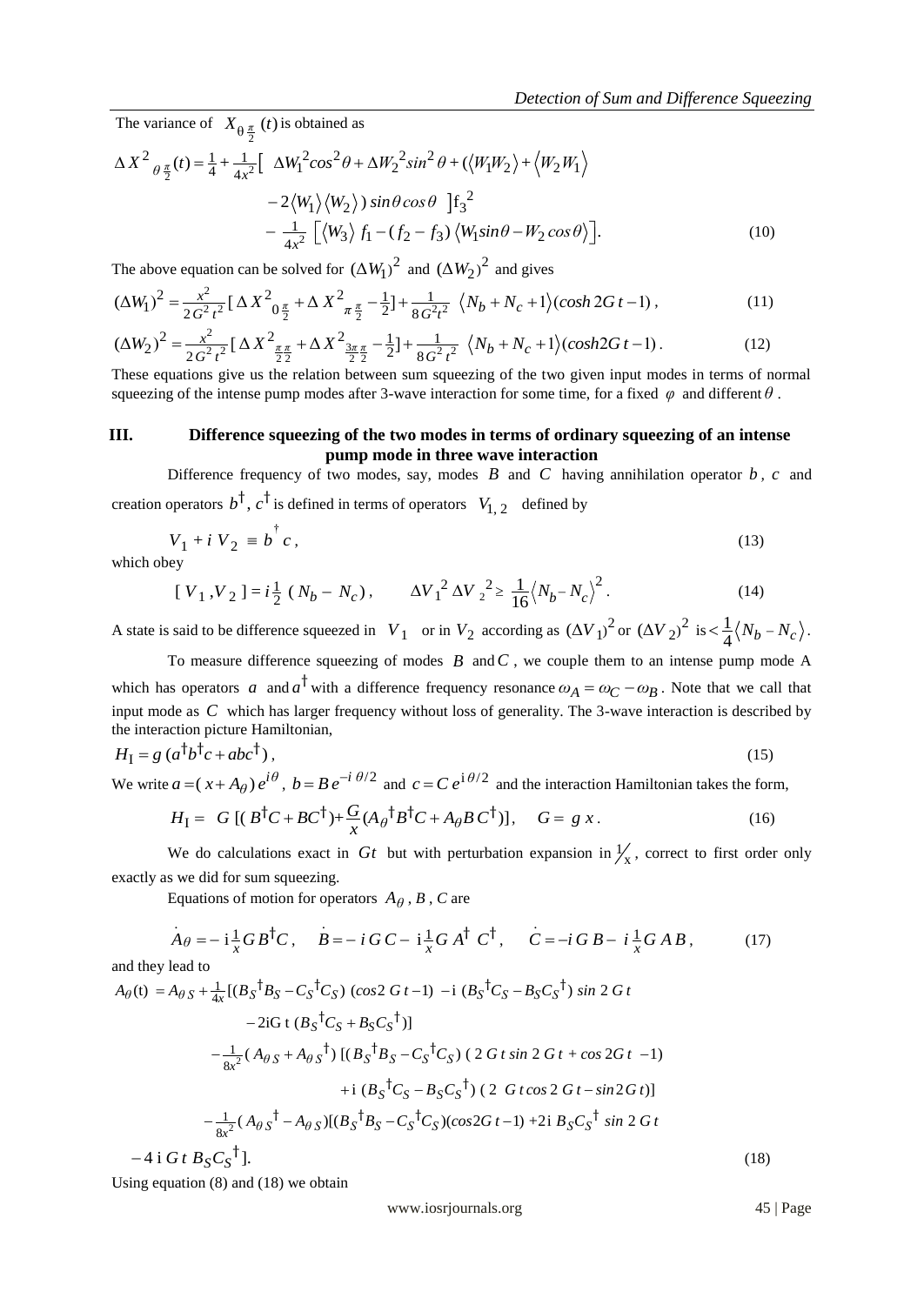The variance of $X_{\theta\frac{\pi}{2}}(t)$ is obtained as

$$
\begin{aligned}
\Delta X^2{}_{\theta\frac{\pi}{2}}(t) = \tfrac{1}{4} + \tfrac{1}{4x^2}\Big[\ & \Delta W_1^2 cos^2\theta + \Delta W_2^2 sin^2\theta + (\langle W_1 W_2\rangle + \langle W_2 W_1\rangle \\
& - 2\langle W_1\rangle\langle W_2\rangle)\, sin\theta\, cos\theta\ \Big] f_3{}^2 \\
& - \tfrac{1}{4x^2}\Big[\langle W_3\rangle\, f_1 - (f_2 - f_3)\,\langle W_1 sin\theta - W_2\, cos\theta\rangle\Big]. \qquad (10)
\end{aligned}
$$

The above equation can be solved for $(\Delta W_1)^2$ and $(\Delta W_2)^2$ and gives

$$
(\Delta W_1)^2 = \tfrac{x^2}{2G^2 t^2}\big[\Delta X^2{}_{0\frac{\pi}{2}} + \Delta X^2{}_{\pi\frac{\pi}{2}} - \tfrac{1}{2}\big] + \tfrac{1}{8G^2 t^2}\ \langle N_b + N_c + 1\rangle(cosh\, 2G\,t - 1)\,, \qquad (11)
$$

$$
(\Delta W_2)^2 = \tfrac{x^2}{2G^2 t^2}\big[\Delta X^2{}_{\frac{\pi}{2}\frac{\pi}{2}} + \Delta X^2{}_{\frac{3\pi}{2}\frac{\pi}{2}} - \tfrac{1}{2}\big] + \tfrac{1}{8G^2 t^2}\ \langle N_b + N_c + 1\rangle(cosh 2G\,t - 1)\,. \qquad (12)
$$

These equations give us the relation between sum squeezing of the two given input modes in terms of normal squeezing of the intense pump modes after 3-wave interaction for some time, for a fixed $\varphi$ and different $\theta$.

## III. Difference squeezing of the two modes in terms of ordinary squeezing of an intense pump mode in three wave interaction

Difference frequency of two modes, say, modes $B$ and $C$ having annihilation operator $b$, $c$ and creation operators $b^\dagger$, $c^\dagger$ is defined in terms of operators $V_{1,2}$ defined by

$$
V_1 + i\, V_2 \equiv b^\dagger c\,, \qquad (13)
$$

which obey

$$
[\, V_1, V_2\,] = i\tfrac{1}{2}\,(\, N_b - N_c)\,, \qquad \Delta V_1{}^2\, \Delta V_2{}^2 \geq \frac{1}{16}\langle N_b - N_c\rangle^2\,. \qquad (14)
$$

A state is said to be difference squeezed in $V_1$ or in $V_2$ according as $(\Delta V_1)^2$ or $(\Delta V_2)^2$ is $< \frac{1}{4}\langle N_b - N_c\rangle$.

To measure difference squeezing of modes $B$ and $C$, we couple them to an intense pump mode A which has operators $a$ and $a^\dagger$ with a difference frequency resonance $\omega_A = \omega_C - \omega_B$. Note that we call that input mode as $C$ which has larger frequency without loss of generality. The 3-wave interaction is described by the interaction picture Hamiltonian,

$$
H_I = g\,(a^\dagger b^\dagger c + abc^\dagger)\,, \qquad (15)
$$

We write $a = (\,x + A_\theta)\, e^{i\theta}$, $b = B\, e^{-i\,\theta/2}$ and $c = C\, e^{i\,\theta/2}$ and the interaction Hamiltonian takes the form,

$$
H_I = G\,[(\,B^\dagger C + BC^\dagger) + \frac{G}{x}(A_\theta{}^\dagger B^\dagger C + A_\theta B\, C^\dagger)]\,, \quad G = g\,x\,. \qquad (16)
$$

We do calculations exact in $Gt$ but with perturbation expansion in $1/x$, correct to first order only exactly as we did for sum squeezing.

Equations of motion for operators $A_\theta$, $B$, $C$ are

$$
\dot{A}_\theta = -\,i\tfrac{1}{x}G\,B^\dagger C\,, \quad \dot{B} = -\,i\,G\,C - i\tfrac{1}{x}G\,A^\dagger\, C^\dagger\,, \quad \dot{C} = -i\,G\,B - i\,\tfrac{1}{x}G\,A\,B\,, \qquad (17)
$$

and they lead to

$$
\begin{aligned}
A_\theta(t) = A_{\theta S} + \tfrac{1}{4x}[& (B_S{}^\dagger B_S - C_S{}^\dagger C_S)\ (cos 2\,G\,t - 1)\ - i\ (B_S{}^\dagger C_S - B_S C_S{}^\dagger)\ sin\ 2\,G\,t \\
& - 2iG\,t\ (B_S{}^\dagger C_S + B_S C_S{}^\dagger)] \\
& - \tfrac{1}{8x^2}(\,A_{\theta S} + A_{\theta S}{}^\dagger)\ [(B_S{}^\dagger B_S - C_S{}^\dagger C_S)\ (\,2\,G\,t\, sin\ 2\,G\,t + cos\ 2G\,t\ - 1) \\
& \qquad + i\ (B_S{}^\dagger C_S - B_S C_S{}^\dagger)\ (\,2\ \ G\,t\, cos\ 2\,G\,t - sin 2\,G\,t)] \\
& - \tfrac{1}{8x^2}(\,A_{\theta S}{}^\dagger - A_{\theta S})[(B_S{}^\dagger B_S - C_S{}^\dagger C_S)(cos 2G\,t - 1) + 2i\ B_S C_S{}^\dagger\ sin\ 2\,G\,t \\
& - 4\ i\ G\,t\ B_S C_S{}^\dagger]. \qquad (18)
\end{aligned}
$$

Using equation (8) and (18) we obtain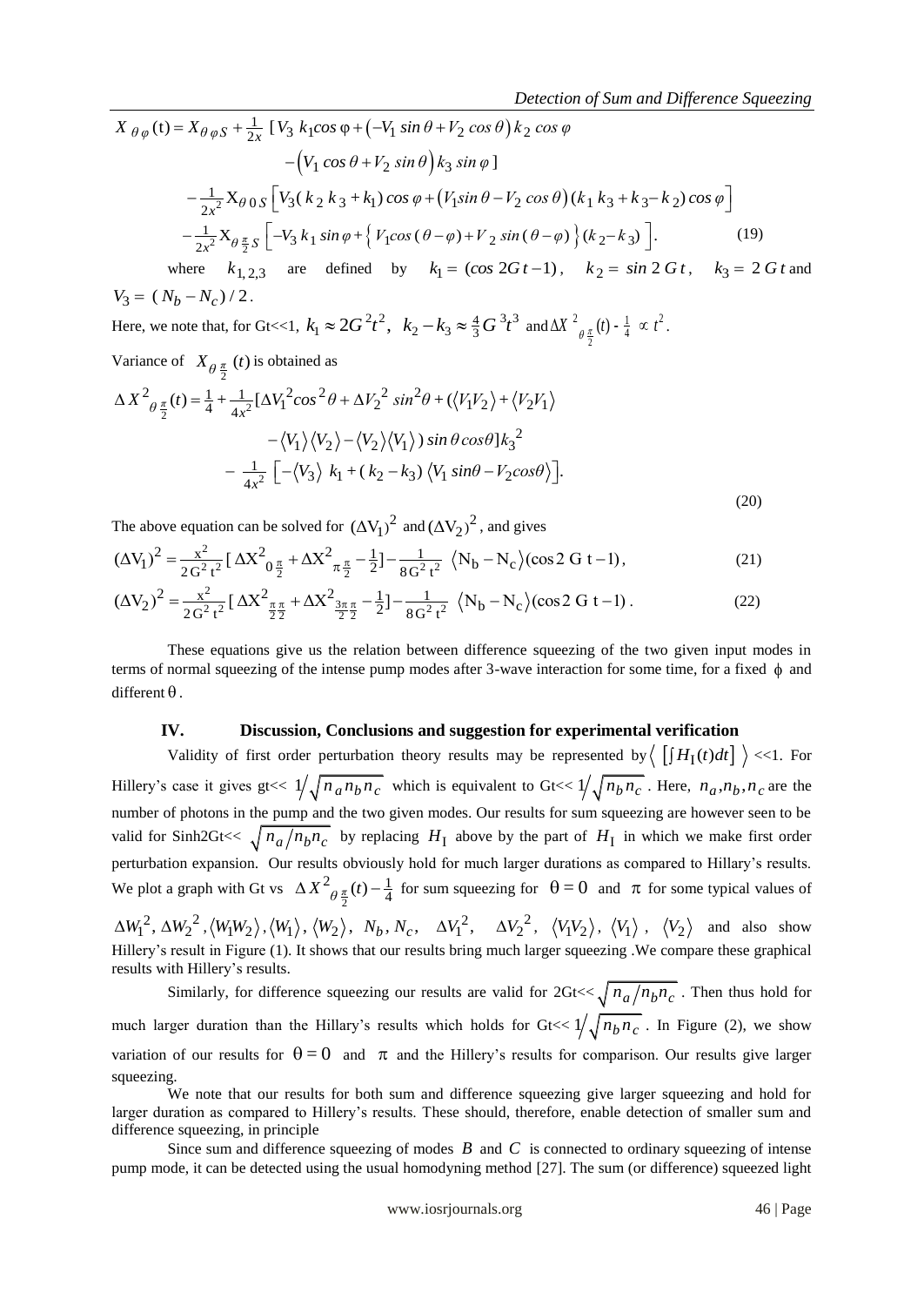$$X_{\theta\varphi}(t) = X_{\theta\varphi S} + \frac{1}{2x}\left[V_3\, k_1 cos\,\varphi + \left(-V_1\, sin\,\theta + V_2\, cos\,\theta\right) k_2\, cos\,\varphi \right.$$
$$\left. - \left(V_1\, cos\,\theta + V_2\, sin\,\theta\right) k_3\, sin\,\varphi \right]$$
$$- \frac{1}{2x^2} X_{\theta\, 0\, S}\left[V_3(k_2\, k_3 + k_1)\, cos\,\varphi + \left(V_1 sin\,\theta - V_2\, cos\,\theta\right)(k_1\, k_3 + k_3 - k_2)\, cos\,\varphi\right]$$
$$- \frac{1}{2x^2} X_{\theta\frac{\pi}{2}S}\left[-V_3\, k_1\, sin\,\varphi + \left\{V_1 cos\,(\theta-\varphi) + V_2\, sin\,(\theta-\varphi)\right\}(k_2 - k_3)\right]. \tag{19}$$

where $k_{1,2,3}$ are defined by $k_1 = (cos\ 2Gt - 1)$, $k_2 = sin\ 2\,G\,t$, $k_3 = 2\,G\,t$ and $V_3 = (N_b - N_c)/2$.

Here, we note that, for Gt<<1, $k_1 \approx 2G^2t^2$, $k_2 - k_3 \approx \frac{4}{3}G^3t^3$ and $\Delta X^2_{\theta\frac{\pi}{2}}(t) - \frac{1}{4} \propto t^2$.

Variance of $X_{\theta\frac{\pi}{2}}(t)$ is obtained as

$$\Delta X^2_{\theta\frac{\pi}{2}}(t) = \frac{1}{4} + \frac{1}{4x^2}[\Delta V_1^2 cos^2\theta + \Delta V_2^2\ sin^2\theta + (\langle V_1V_2\rangle + \langle V_2V_1\rangle$$
$$- \langle V_1\rangle\langle V_2\rangle - \langle V_2\rangle\langle V_1\rangle)\ sin\,\theta\, cos\theta]k_3^2$$
$$- \frac{1}{4x^2}\left[-\langle V_3\rangle\ k_1 + (k_2 - k_3)\langle V_1\ sin\theta - V_2 cos\theta\rangle\right]. \tag{20}$$

The above equation can be solved for $(\Delta V_1)^2$ and $(\Delta V_2)^2$, and gives

$$(\Delta V_1)^2 = \frac{x^2}{2G^2t^2}[\Delta X^2_{0\frac{\pi}{2}} + \Delta X^2_{\pi\frac{\pi}{2}} - \tfrac{1}{2}] - \frac{1}{8G^2t^2}\ \langle N_b - N_c\rangle(\cos 2\ G\ t - 1), \tag{21}$$

$$(\Delta V_2)^2 = \frac{x^2}{2G^2t^2}[\Delta X^2_{\frac{\pi}{2}\frac{\pi}{2}} + \Delta X^2_{\frac{3\pi}{2}\frac{\pi}{2}} - \tfrac{1}{2}] - \frac{1}{8G^2t^2}\ \langle N_b - N_c\rangle(\cos 2\ G\ t - 1). \tag{22}$$

These equations give us the relation between difference squeezing of the two given input modes in terms of normal squeezing of the intense pump modes after 3-wave interaction for some time, for a fixed $\phi$ and different $\theta$.

## IV. Discussion, Conclusions and suggestion for experimental verification

Validity of first order perturbation theory results may be represented by $\langle\ [\int H_I(t)dt]\ \rangle$ <<1. For Hillery's case it gives gt<< $1/\sqrt{n_a n_b n_c}$ which is equivalent to Gt<< $1/\sqrt{n_b n_c}$. Here, $n_a, n_b, n_c$ are the number of photons in the pump and the two given modes. Our results for sum squeezing are however seen to be valid for Sinh2Gt<< $\sqrt{n_a/n_b n_c}$ by replacing $H_I$ above by the part of $H_I$ in which we make first order perturbation expansion. Our results obviously hold for much larger durations as compared to Hillary's results. We plot a graph with Gt vs $\Delta X^2_{\theta\frac{\pi}{2}}(t) - \frac{1}{4}$ for sum squeezing for $\theta = 0$ and $\pi$ for some typical values of $\Delta W_1^2$, $\Delta W_2^2$, $\langle W_1W_2\rangle$, $\langle W_1\rangle$, $\langle W_2\rangle$, $N_b$, $N_c$, $\Delta V_1^2$, $\Delta V_2^2$, $\langle V_1V_2\rangle$, $\langle V_1\rangle$, $\langle V_2\rangle$ and also show Hillery's result in Figure (1). It shows that our results bring much larger squeezing .We compare these graphical results with Hillery's results.

Similarly, for difference squeezing our results are valid for 2Gt<< $\sqrt{n_a/n_b n_c}$. Then thus hold for much larger duration than the Hillary's results which holds for Gt<< $1/\sqrt{n_b n_c}$. In Figure (2), we show variation of our results for $\theta = 0$ and $\pi$ and the Hillery's results for comparison. Our results give larger squeezing.

We note that our results for both sum and difference squeezing give larger squeezing and hold for larger duration as compared to Hillery's results. These should, therefore, enable detection of smaller sum and difference squeezing, in principle

Since sum and difference squeezing of modes $B$ and $C$ is connected to ordinary squeezing of intense pump mode, it can be detected using the usual homodyning method [27]. The sum (or difference) squeezed light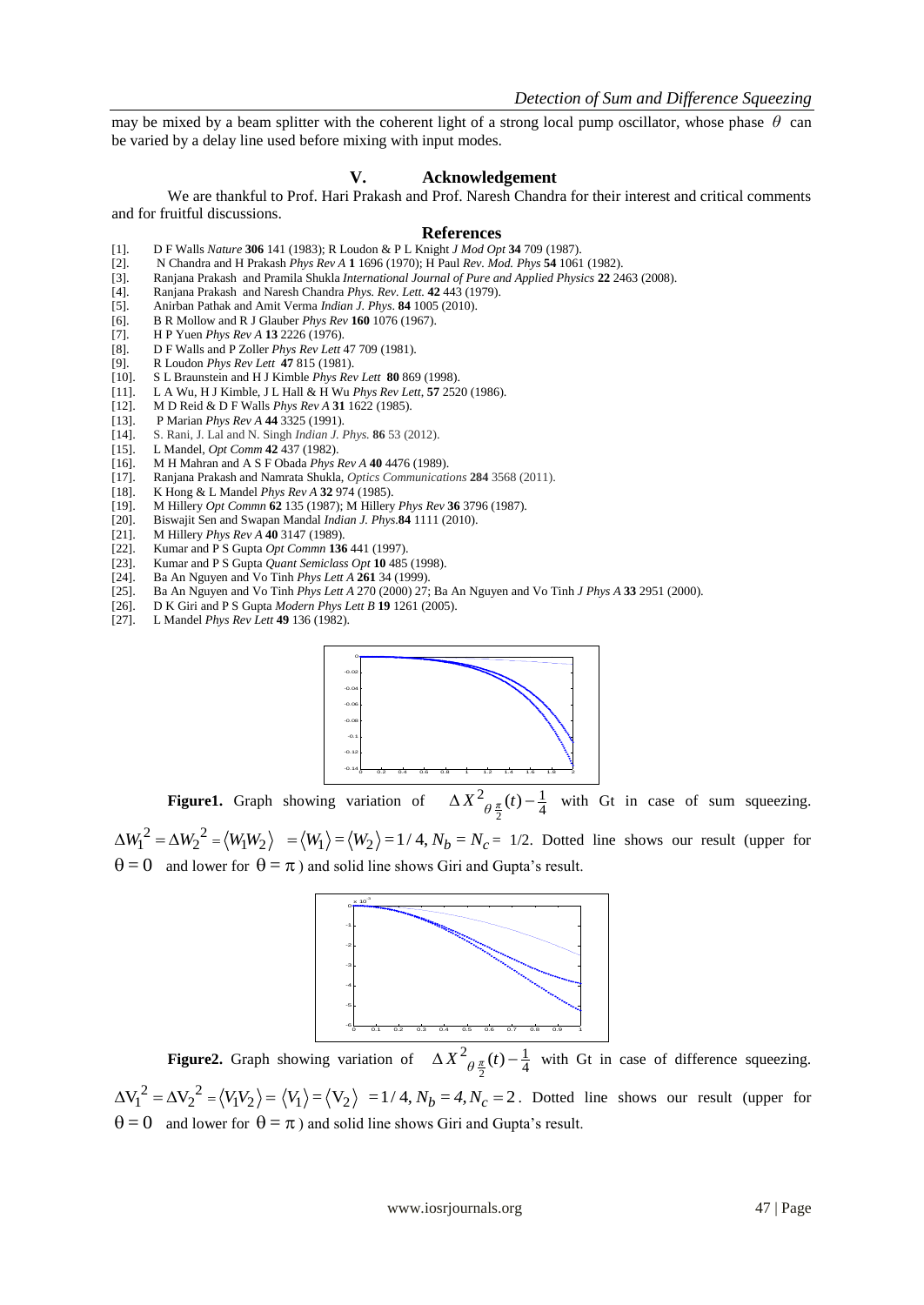may be mixed by a beam splitter with the coherent light of a strong local pump oscillator, whose phase $\theta$ can be varied by a delay line used before mixing with input modes.

## V. Acknowledgement

We are thankful to Prof. Hari Prakash and Prof. Naresh Chandra for their interest and critical comments and for fruitful discussions.

## References

[1]. D F Walls *Nature* **306** 141 (1983); R Loudon & P L Knight *J Mod Opt* **34** 709 (1987).
[2]. N Chandra and H Prakash *Phys Rev A* **1** 1696 (1970); H Paul *Rev. Mod. Phys* **54** 1061 (1982).
[3]. Ranjana Prakash and Pramila Shukla *International Journal of Pure and Applied Physics* **22** 2463 (2008).
[4]. Ranjana Prakash and Naresh Chandra *Phys. Rev. Lett.* **42** 443 (1979).
[5]. Anirban Pathak and Amit Verma *Indian J. Phys.* **84** 1005 (2010).
[6]. B R Mollow and R J Glauber *Phys Rev* **160** 1076 (1967).
[7]. H P Yuen *Phys Rev A* **13** 2226 (1976).
[8]. D F Walls and P Zoller *Phys Rev Lett* 47 709 (1981).
[9]. R Loudon *Phys Rev Lett* **47** 815 (1981).
[10]. S L Braunstein and H J Kimble *Phys Rev Lett* **80** 869 (1998).
[11]. L A Wu, H J Kimble, J L Hall & H Wu *Phys Rev Lett*, **57** 2520 (1986).
[12]. M D Reid & D F Walls *Phys Rev A* **31** 1622 (1985).
[13]. P Marian *Phys Rev A* **44** 3325 (1991).
[14]. S. Rani, J. Lal and N. Singh *Indian J. Phys.* **86** 53 (2012).
[15]. L Mandel, *Opt Comm* **42** 437 (1982).
[16]. M H Mahran and A S F Obada *Phys Rev A* **40** 4476 (1989).
[17]. Ranjana Prakash and Namrata Shukla, *Optics Communications* **284** 3568 (2011).
[18]. K Hong & L Mandel *Phys Rev A* **32** 974 (1985).
[19]. M Hillery *Opt Commn* **62** 135 (1987); M Hillery *Phys Rev* **36** 3796 (1987).
[20]. Biswajit Sen and Swapan Mandal *Indian J. Phys.* **84** 1111 (2010).
[21]. M Hillery *Phys Rev A* **40** 3147 (1989).
[22]. Kumar and P S Gupta *Opt Commn* **136** 441 (1997).
[23]. Kumar and P S Gupta *Quant Semiclass Opt* **10** 485 (1998).
[24]. Ba An Nguyen and Vo Tinh *Phys Lett A* **261** 34 (1999).
[25]. Ba An Nguyen and Vo Tinh *Phys Lett A* 270 (2000) 27; Ba An Nguyen and Vo Tinh *J Phys A* **33** 2951 (2000).
[26]. D K Giri and P S Gupta *Modern Phys Lett B* **19** 1261 (2005).
[27]. L Mandel *Phys Rev Lett* **49** 136 (1982).

0
-0.02
-0.04
-0.06
-0.08
-0.1
-0.12
-0.14
0 0.2 0.4 0.6 0.8 1 1.2 1.4 1.6 1.8 2

**Figure1.** Graph showing variation of $\Delta X^2_{\theta\frac{\pi}{2}}(t)-\frac{1}{4}$ with Gt in case of sum squeezing. $\Delta W_1^{\,2} = \Delta W_2^{\,2} = \langle W_1 W_2\rangle = \langle W_1\rangle = \langle W_2\rangle = 1/4, N_b = N_c =$ 1/2. Dotted line shows our result (upper for $\theta = 0$ and lower for $\theta = \pi$) and solid line shows Giri and Gupta's result.

x 10^-3
0
-1
-2
-3
-4
-5
-6
0 0.1 0.2 0.3 0.4 0.5 0.6 0.7 0.8 0.9 1

**Figure2.** Graph showing variation of $\Delta X^2_{\theta\frac{\pi}{2}}(t)-\frac{1}{4}$ with Gt in case of difference squeezing. $\Delta V_1^{\,2} = \Delta V_2^{\,2} = \langle V_1 V_2\rangle = \langle V_1\rangle = \langle V_2\rangle = 1/4, N_b = 4, N_c = 2$. Dotted line shows our result (upper for $\theta = 0$ and lower for $\theta = \pi$) and solid line shows Giri and Gupta's result.